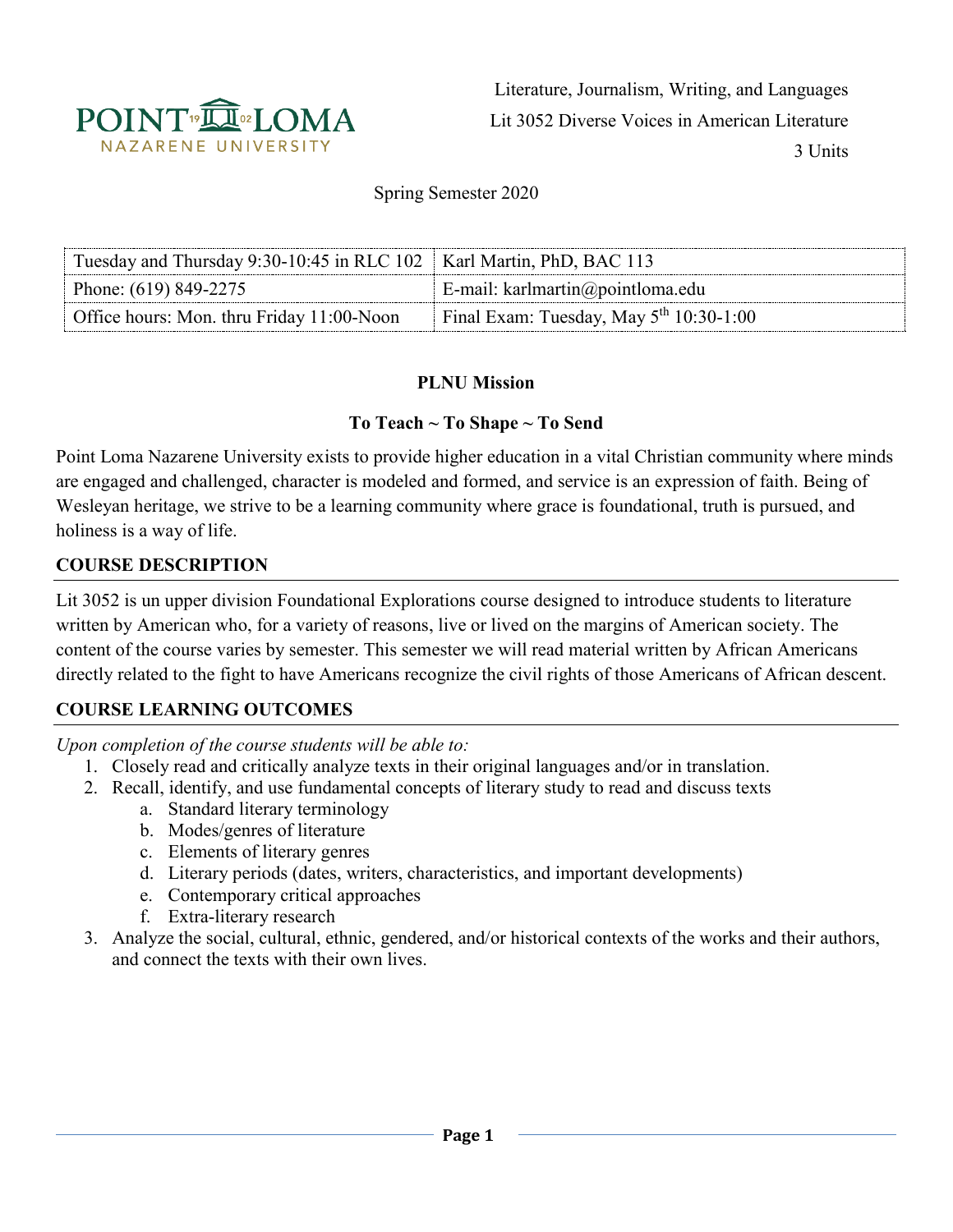Literature, Journalism, Writing, and Languages

Lit 3052 Diverse Voices in American Literature

3 Units

Spring Semester 2020

| Tuesday and Thursday 9:30-10:45 in RLC 102 | Karl Martin, PhD, BAC 113 |
|---|---|
| Phone: (619) 849-2275 | E-mail: karlmartin@pointloma.edu |
| Office hours: Mon. thru Friday 11:00-Noon | Final Exam: Tuesday, May 5th 10:30-1:00 |

**PLNU Mission**

**To Teach ~ To Shape ~ To Send**

Point Loma Nazarene University exists to provide higher education in a vital Christian community where minds are engaged and challenged, character is modeled and formed, and service is an expression of faith. Being of Wesleyan heritage, we strive to be a learning community where grace is foundational, truth is pursued, and holiness is a way of life.

## COURSE DESCRIPTION

Lit 3052 is un upper division Foundational Explorations course designed to introduce students to literature written by American who, for a variety of reasons, live or lived on the margins of American society. The content of the course varies by semester. This semester we will read material written by African Americans directly related to the fight to have Americans recognize the civil rights of those Americans of African descent.

## COURSE LEARNING OUTCOMES

*Upon completion of the course students will be able to:*

1. Closely read and critically analyze texts in their original languages and/or in translation.
2. Recall, identify, and use fundamental concepts of literary study to read and discuss texts
   a. Standard literary terminology
   b. Modes/genres of literature
   c. Elements of literary genres
   d. Literary periods (dates, writers, characteristics, and important developments)
   e. Contemporary critical approaches
   f. Extra-literary research
3. Analyze the social, cultural, ethnic, gendered, and/or historical contexts of the works and their authors, and connect the texts with their own lives.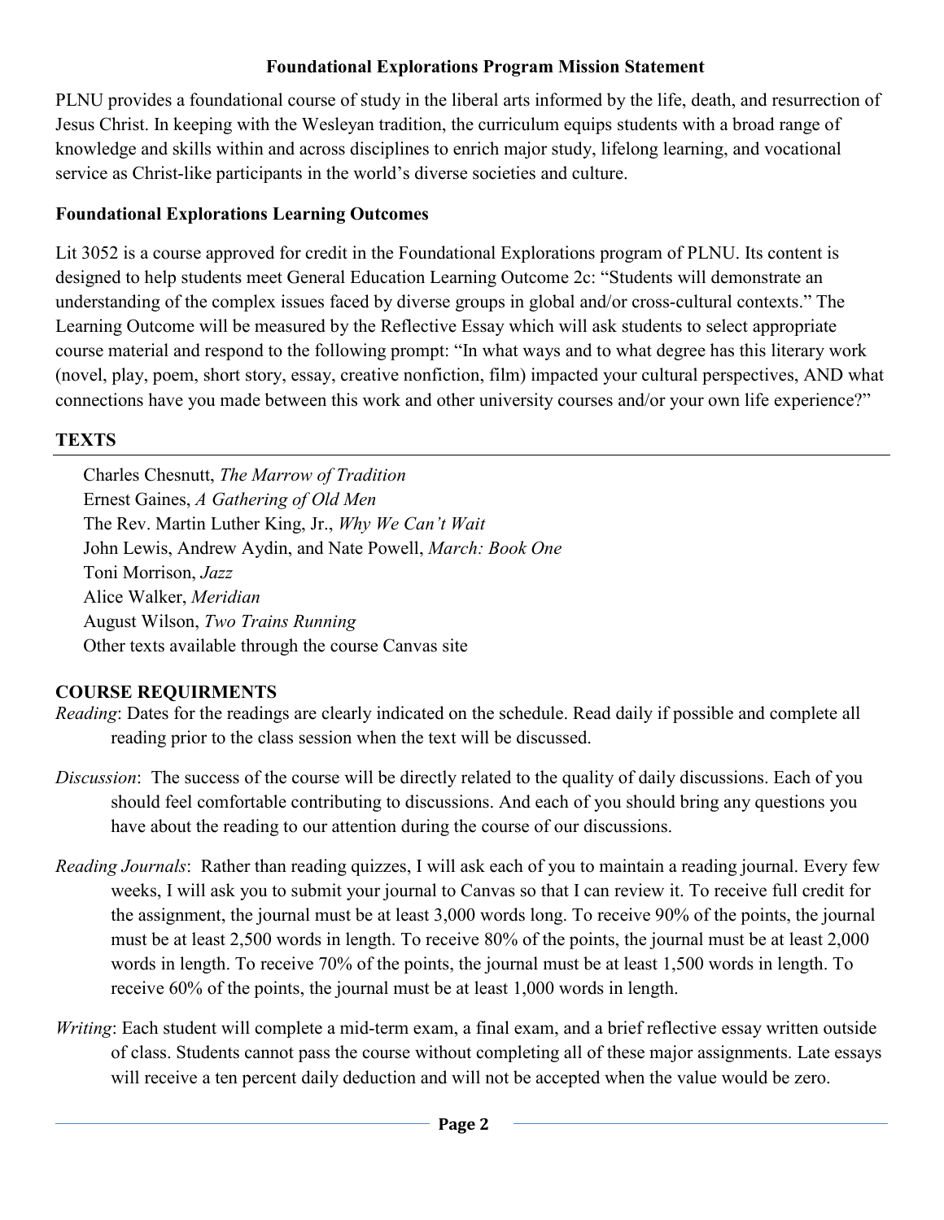### Foundational Explorations Program Mission Statement

PLNU provides a foundational course of study in the liberal arts informed by the life, death, and resurrection of Jesus Christ. In keeping with the Wesleyan tradition, the curriculum equips students with a broad range of knowledge and skills within and across disciplines to enrich major study, lifelong learning, and vocational service as Christ-like participants in the world's diverse societies and culture.

### Foundational Explorations Learning Outcomes

Lit 3052 is a course approved for credit in the Foundational Explorations program of PLNU. Its content is designed to help students meet General Education Learning Outcome 2c: "Students will demonstrate an understanding of the complex issues faced by diverse groups in global and/or cross-cultural contexts." The Learning Outcome will be measured by the Reflective Essay which will ask students to select appropriate course material and respond to the following prompt: "In what ways and to what degree has this literary work (novel, play, poem, short story, essay, creative nonfiction, film) impacted your cultural perspectives, AND what connections have you made between this work and other university courses and/or your own life experience?"

## TEXTS

Charles Chesnutt, *The Marrow of Tradition*
Ernest Gaines, *A Gathering of Old Men*
The Rev. Martin Luther King, Jr., *Why We Can't Wait*
John Lewis, Andrew Aydin, and Nate Powell, *March: Book One*
Toni Morrison, *Jazz*
Alice Walker, *Meridian*
August Wilson, *Two Trains Running*
Other texts available through the course Canvas site

## COURSE REQUIRMENTS

*Reading*: Dates for the readings are clearly indicated on the schedule. Read daily if possible and complete all reading prior to the class session when the text will be discussed.

*Discussion*: The success of the course will be directly related to the quality of daily discussions. Each of you should feel comfortable contributing to discussions. And each of you should bring any questions you have about the reading to our attention during the course of our discussions.

*Reading Journals*: Rather than reading quizzes, I will ask each of you to maintain a reading journal. Every few weeks, I will ask you to submit your journal to Canvas so that I can review it. To receive full credit for the assignment, the journal must be at least 3,000 words long. To receive 90% of the points, the journal must be at least 2,500 words in length. To receive 80% of the points, the journal must be at least 2,000 words in length. To receive 70% of the points, the journal must be at least 1,500 words in length. To receive 60% of the points, the journal must be at least 1,000 words in length.

*Writing*: Each student will complete a mid-term exam, a final exam, and a brief reflective essay written outside of class. Students cannot pass the course without completing all of these major assignments. Late essays will receive a ten percent daily deduction and will not be accepted when the value would be zero.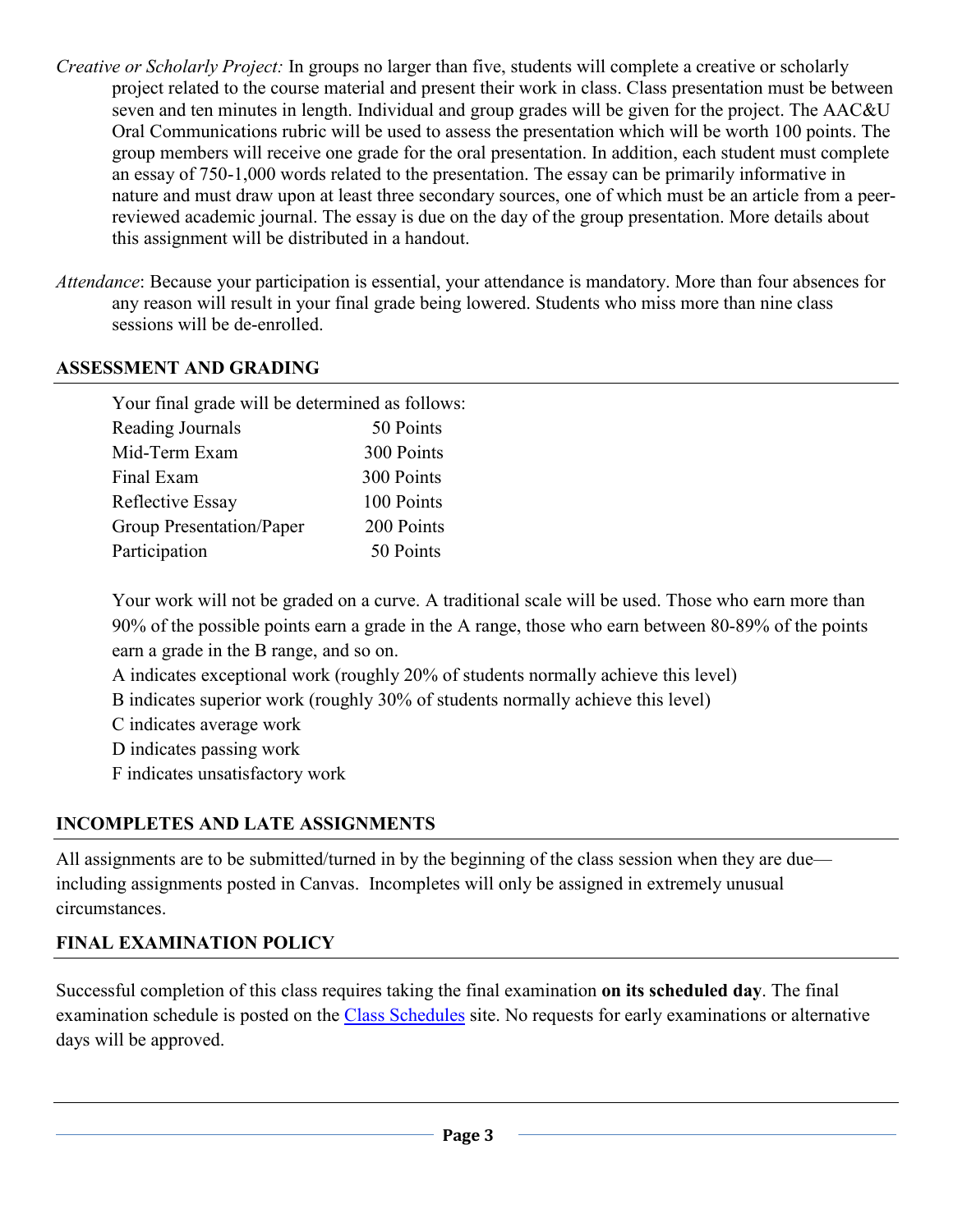*Creative or Scholarly Project:* In groups no larger than five, students will complete a creative or scholarly project related to the course material and present their work in class. Class presentation must be between seven and ten minutes in length. Individual and group grades will be given for the project. The AAC&U Oral Communications rubric will be used to assess the presentation which will be worth 100 points. The group members will receive one grade for the oral presentation. In addition, each student must complete an essay of 750-1,000 words related to the presentation. The essay can be primarily informative in nature and must draw upon at least three secondary sources, one of which must be an article from a peer-reviewed academic journal. The essay is due on the day of the group presentation. More details about this assignment will be distributed in a handout.

*Attendance*: Because your participation is essential, your attendance is mandatory. More than four absences for any reason will result in your final grade being lowered. Students who miss more than nine class sessions will be de-enrolled.

## ASSESSMENT AND GRADING

Your final grade will be determined as follows:

| Component | Points |
| --- | --- |
| Reading Journals | 50 Points |
| Mid-Term Exam | 300 Points |
| Final Exam | 300 Points |
| Reflective Essay | 100 Points |
| Group Presentation/Paper | 200 Points |
| Participation | 50 Points |

Your work will not be graded on a curve. A traditional scale will be used. Those who earn more than 90% of the possible points earn a grade in the A range, those who earn between 80-89% of the points earn a grade in the B range, and so on.

A indicates exceptional work (roughly 20% of students normally achieve this level)
B indicates superior work (roughly 30% of students normally achieve this level)
C indicates average work
D indicates passing work
F indicates unsatisfactory work

## INCOMPLETES AND LATE ASSIGNMENTS

All assignments are to be submitted/turned in by the beginning of the class session when they are due—including assignments posted in Canvas. Incompletes will only be assigned in extremely unusual circumstances.

## FINAL EXAMINATION POLICY

Successful completion of this class requires taking the final examination **on its scheduled day**. The final examination schedule is posted on the Class Schedules site. No requests for early examinations or alternative days will be approved.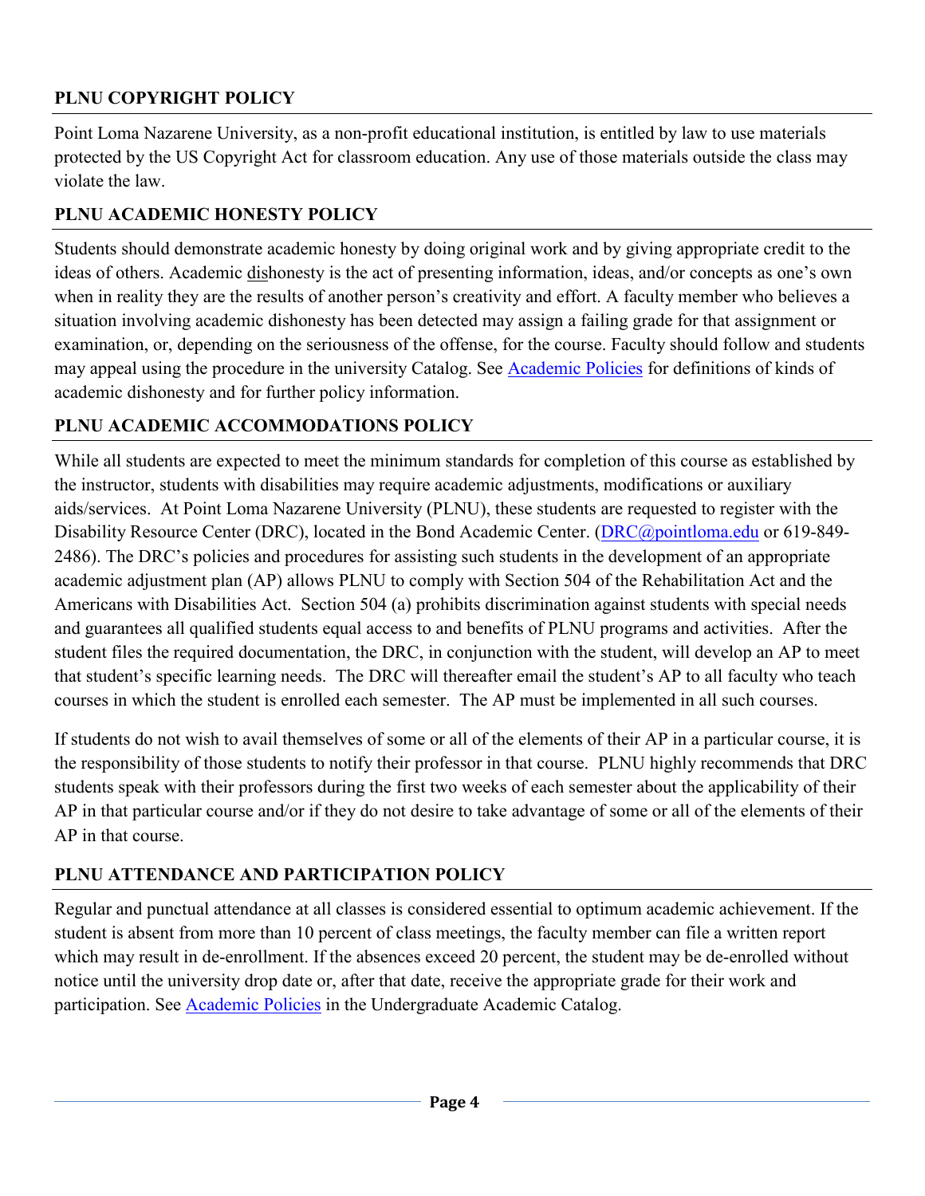## PLNU COPYRIGHT POLICY

Point Loma Nazarene University, as a non-profit educational institution, is entitled by law to use materials protected by the US Copyright Act for classroom education. Any use of those materials outside the class may violate the law.

## PLNU ACADEMIC HONESTY POLICY

Students should demonstrate academic honesty by doing original work and by giving appropriate credit to the ideas of others. Academic dishonesty is the act of presenting information, ideas, and/or concepts as one's own when in reality they are the results of another person's creativity and effort. A faculty member who believes a situation involving academic dishonesty has been detected may assign a failing grade for that assignment or examination, or, depending on the seriousness of the offense, for the course. Faculty should follow and students may appeal using the procedure in the university Catalog. See [Academic Policies] for definitions of kinds of academic dishonesty and for further policy information.

## PLNU ACADEMIC ACCOMMODATIONS POLICY

While all students are expected to meet the minimum standards for completion of this course as established by the instructor, students with disabilities may require academic adjustments, modifications or auxiliary aids/services. At Point Loma Nazarene University (PLNU), these students are requested to register with the Disability Resource Center (DRC), located in the Bond Academic Center. (DRC@pointloma.edu or 619-849-2486). The DRC's policies and procedures for assisting such students in the development of an appropriate academic adjustment plan (AP) allows PLNU to comply with Section 504 of the Rehabilitation Act and the Americans with Disabilities Act. Section 504 (a) prohibits discrimination against students with special needs and guarantees all qualified students equal access to and benefits of PLNU programs and activities. After the student files the required documentation, the DRC, in conjunction with the student, will develop an AP to meet that student's specific learning needs. The DRC will thereafter email the student's AP to all faculty who teach courses in which the student is enrolled each semester. The AP must be implemented in all such courses.

If students do not wish to avail themselves of some or all of the elements of their AP in a particular course, it is the responsibility of those students to notify their professor in that course. PLNU highly recommends that DRC students speak with their professors during the first two weeks of each semester about the applicability of their AP in that particular course and/or if they do not desire to take advantage of some or all of the elements of their AP in that course.

## PLNU ATTENDANCE AND PARTICIPATION POLICY

Regular and punctual attendance at all classes is considered essential to optimum academic achievement. If the student is absent from more than 10 percent of class meetings, the faculty member can file a written report which may result in de-enrollment. If the absences exceed 20 percent, the student may be de-enrolled without notice until the university drop date or, after that date, receive the appropriate grade for their work and participation. See [Academic Policies] in the Undergraduate Academic Catalog.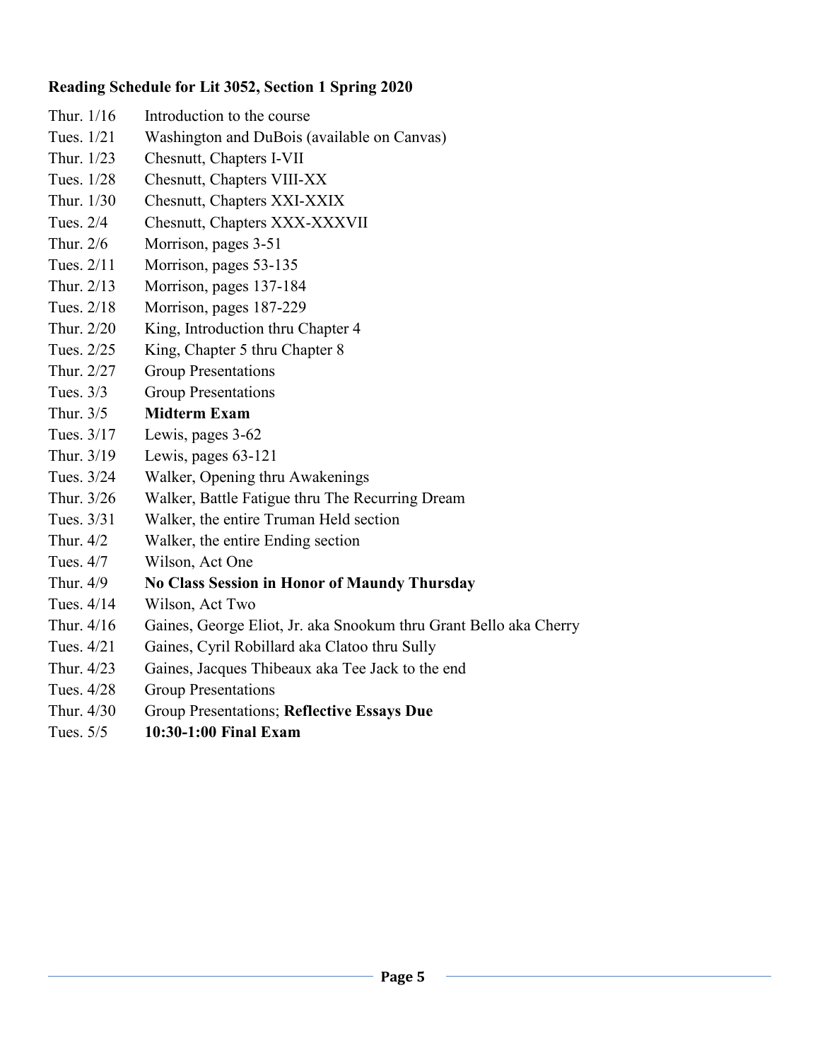**Reading Schedule for Lit 3052, Section 1 Spring 2020**

| | |
|---|---|
| Thur. 1/16 | Introduction to the course |
| Tues. 1/21 | Washington and DuBois (available on Canvas) |
| Thur. 1/23 | Chesnutt, Chapters I-VII |
| Tues. 1/28 | Chesnutt, Chapters VIII-XX |
| Thur. 1/30 | Chesnutt, Chapters XXI-XXIX |
| Tues. 2/4 | Chesnutt, Chapters XXX-XXXVII |
| Thur. 2/6 | Morrison, pages 3-51 |
| Tues. 2/11 | Morrison, pages 53-135 |
| Thur. 2/13 | Morrison, pages 137-184 |
| Tues. 2/18 | Morrison, pages 187-229 |
| Thur. 2/20 | King, Introduction thru Chapter 4 |
| Tues. 2/25 | King, Chapter 5 thru Chapter 8 |
| Thur. 2/27 | Group Presentations |
| Tues. 3/3 | Group Presentations |
| Thur. 3/5 | **Midterm Exam** |
| Tues. 3/17 | Lewis, pages 3-62 |
| Thur. 3/19 | Lewis, pages 63-121 |
| Tues. 3/24 | Walker, Opening thru Awakenings |
| Thur. 3/26 | Walker, Battle Fatigue thru The Recurring Dream |
| Tues. 3/31 | Walker, the entire Truman Held section |
| Thur. 4/2 | Walker, the entire Ending section |
| Tues. 4/7 | Wilson, Act One |
| Thur. 4/9 | **No Class Session in Honor of Maundy Thursday** |
| Tues. 4/14 | Wilson, Act Two |
| Thur. 4/16 | Gaines, George Eliot, Jr. aka Snookum thru Grant Bello aka Cherry |
| Tues. 4/21 | Gaines, Cyril Robillard aka Clatoo thru Sully |
| Thur. 4/23 | Gaines, Jacques Thibeaux aka Tee Jack to the end |
| Tues. 4/28 | Group Presentations |
| Thur. 4/30 | Group Presentations; **Reflective Essays Due** |
| Tues. 5/5 | **10:30-1:00 Final Exam** |